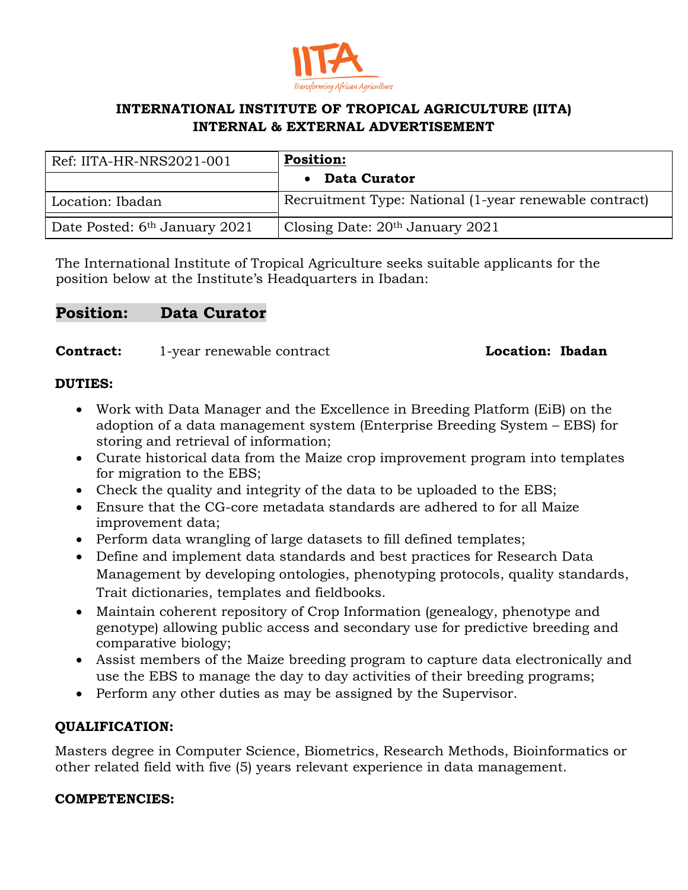# INTERNATIONAL INSTITUTE OF TROPICAL AGRICULTURE (IITA)
## INTERNAL & EXTERNAL ADVERTISEMENT

| Ref: IITA-HR-NRS2021-001 | **Position:** • **Data Curator** |
|---|---|
| Location: Ibadan | Recruitment Type: National (1-year renewable contract) |
| Date Posted: 6th January 2021 | Closing Date: 20th January 2021 |

The International Institute of Tropical Agriculture seeks suitable applicants for the position below at the Institute's Headquarters in Ibadan:

**Position: Data Curator**

**Contract:** 1-year renewable contract **Location: Ibadan**

**DUTIES:**

- Work with Data Manager and the Excellence in Breeding Platform (EiB) on the adoption of a data management system (Enterprise Breeding System – EBS) for storing and retrieval of information;
- Curate historical data from the Maize crop improvement program into templates for migration to the EBS;
- Check the quality and integrity of the data to be uploaded to the EBS;
- Ensure that the CG-core metadata standards are adhered to for all Maize improvement data;
- Perform data wrangling of large datasets to fill defined templates;
- Define and implement data standards and best practices for Research Data Management by developing ontologies, phenotyping protocols, quality standards, Trait dictionaries, templates and fieldbooks.
- Maintain coherent repository of Crop Information (genealogy, phenotype and genotype) allowing public access and secondary use for predictive breeding and comparative biology;
- Assist members of the Maize breeding program to capture data electronically and use the EBS to manage the day to day activities of their breeding programs;
- Perform any other duties as may be assigned by the Supervisor.

**QUALIFICATION:**

Masters degree in Computer Science, Biometrics, Research Methods, Bioinformatics or other related field with five (5) years relevant experience in data management.

**COMPETENCIES:**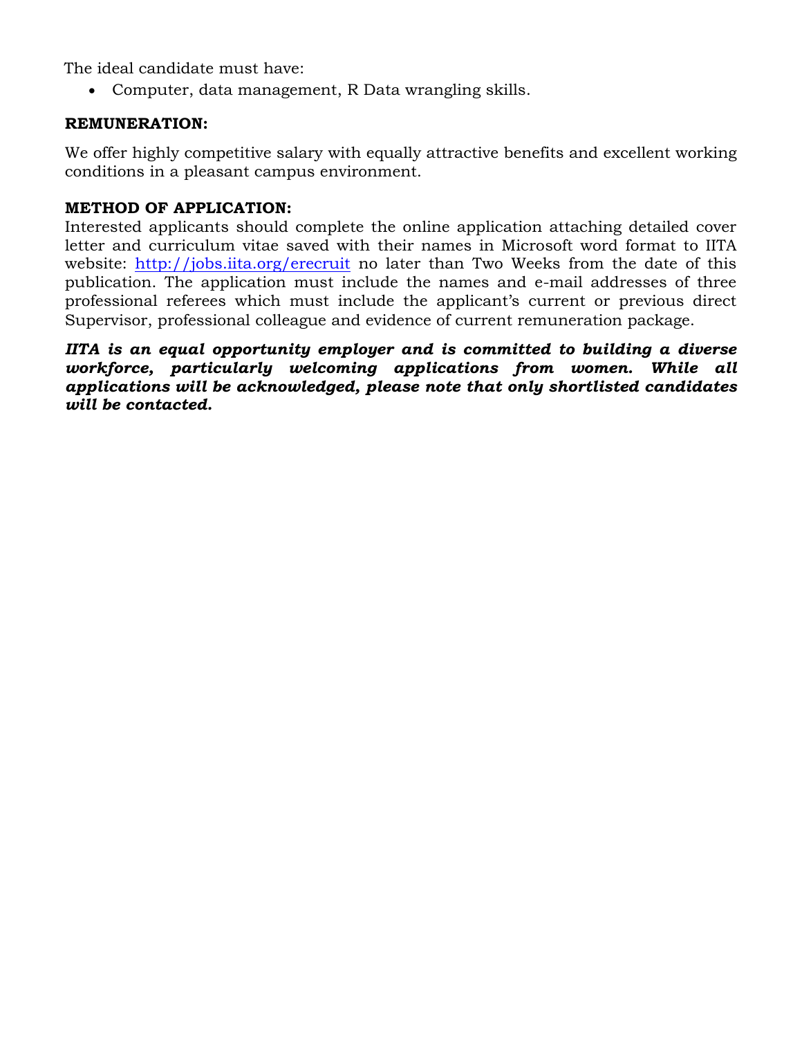The ideal candidate must have:

- Computer, data management, R Data wrangling skills.

**REMUNERATION:**

We offer highly competitive salary with equally attractive benefits and excellent working conditions in a pleasant campus environment.

**METHOD OF APPLICATION:**

Interested applicants should complete the online application attaching detailed cover letter and curriculum vitae saved with their names in Microsoft word format to IITA website: [http://jobs.iita.org/erecruit](http://jobs.iita.org/erecruit) no later than Two Weeks from the date of this publication. The application must include the names and e-mail addresses of three professional referees which must include the applicant's current or previous direct Supervisor, professional colleague and evidence of current remuneration package.

***IITA is an equal opportunity employer and is committed to building a diverse workforce, particularly welcoming applications from women. While all applications will be acknowledged, please note that only shortlisted candidates will be contacted.***